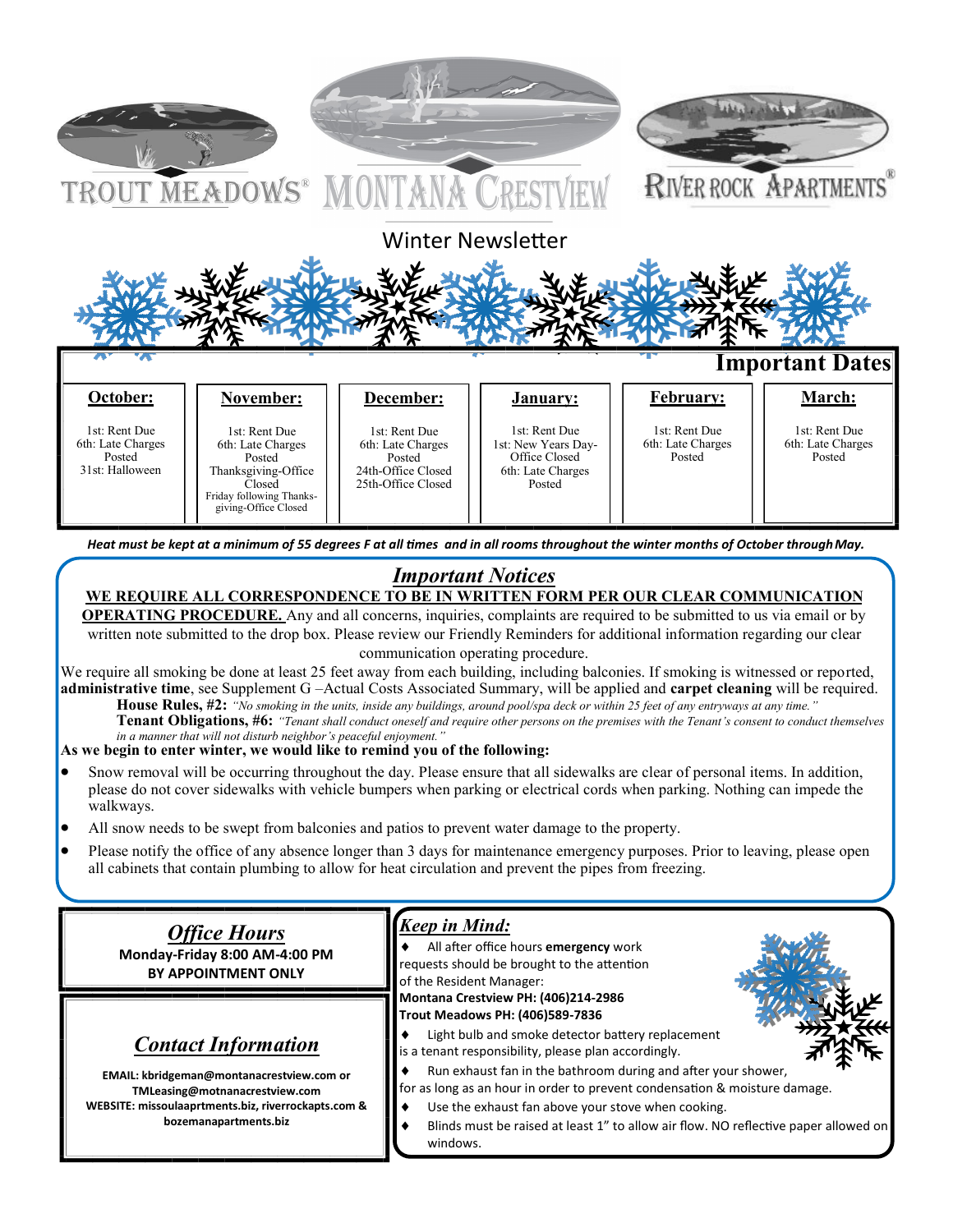TROUT MEADOWS® MONTANA CRESTVIEW RIVER ROCK APARTMENTS®

# Winter Newsletter

## Important Dates

| October: | November: | December: | January: | February: | March: |
|---|---|---|---|---|---|
| 1st: Rent Due<br>6th: Late Charges Posted<br>31st: Halloween | 1st: Rent Due<br>6th: Late Charges Posted<br>Thanksgiving-Office Closed<br>Friday following Thanks-giving-Office Closed | 1st: Rent Due<br>6th: Late Charges Posted<br>24th-Office Closed<br>25th-Office Closed | 1st: Rent Due<br>1st: New Years Day-Office Closed<br>6th: Late Charges Posted | 1st: Rent Due<br>6th: Late Charges Posted | 1st: Rent Due<br>6th: Late Charges Posted |

***Heat must be kept at a minimum of 55 degrees F at all times and in all rooms throughout the winter months of October through May.***

## *Important Notices*

**WE REQUIRE ALL CORRESPONDENCE TO BE IN WRITTEN FORM PER OUR CLEAR COMMUNICATION OPERATING PROCEDURE.** Any and all concerns, inquiries, complaints are required to be submitted to us via email or by written note submitted to the drop box. Please review our Friendly Reminders for additional information regarding our clear communication operating procedure.

We require all smoking be done at least 25 feet away from each building, including balconies. If smoking is witnessed or reported, **administrative time**, see Supplement G –Actual Costs Associated Summary, will be applied and **carpet cleaning** will be required.

**House Rules, #2:** *"No smoking in the units, inside any buildings, around pool/spa deck or within 25 feet of any entryways at any time."*

**Tenant Obligations, #6:** *"Tenant shall conduct oneself and require other persons on the premises with the Tenant's consent to conduct themselves in a manner that will not disturb neighbor's peaceful enjoyment."*

**As we begin to enter winter, we would like to remind you of the following:**

- Snow removal will be occurring throughout the day. Please ensure that all sidewalks are clear of personal items. In addition, please do not cover sidewalks with vehicle bumpers when parking or electrical cords when parking. Nothing can impede the walkways.
- All snow needs to be swept from balconies and patios to prevent water damage to the property.
- Please notify the office of any absence longer than 3 days for maintenance emergency purposes. Prior to leaving, please open all cabinets that contain plumbing to allow for heat circulation and prevent the pipes from freezing.

## *Office Hours*

**Monday-Friday 8:00 AM-4:00 PM**
**BY APPOINTMENT ONLY**

## *Contact Information*

**EMAIL: kbridgeman@montanacrestview.com or TMLeasing@motnanacrestview.com**
**WEBSITE: missoulaaprtments.biz, riverrockapts.com & bozemanapartments.biz**

## *Keep in Mind:*

- All after office hours **emergency** work requests should be brought to the attention of the Resident Manager:
  **Montana Crestview PH: (406)214-2986**
  **Trout Meadows PH: (406)589-7836**
- Light bulb and smoke detector battery replacement is a tenant responsibility, please plan accordingly.
- Run exhaust fan in the bathroom during and after your shower, for as long as an hour in order to prevent condensation & moisture damage.
- Use the exhaust fan above your stove when cooking.
- Blinds must be raised at least 1" to allow air flow. NO reflective paper allowed on windows.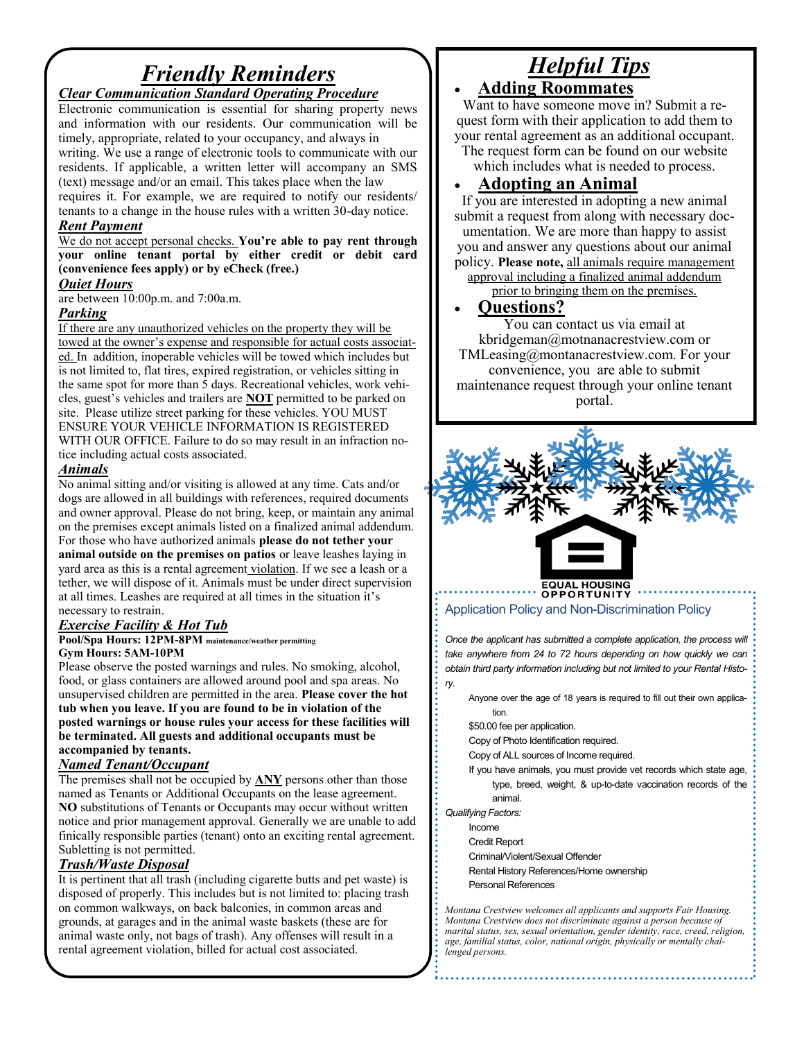# *Friendly Reminders*

## *Clear Communication Standard Operating Procedure*

Electronic communication is essential for sharing property news and information with our residents. Our communication will be timely, appropriate, related to your occupancy, and always in writing. We use a range of electronic tools to communicate with our residents. If applicable, a written letter will accompany an SMS (text) message and/or an email. This takes place when the law requires it. For example, we are required to notify our residents/ tenants to a change in the house rules with a written 30-day notice.

### *Rent Payment*

We do not accept personal checks. **You're able to pay rent through your online tenant portal by either credit or debit card (convenience fees apply) or by eCheck (free.)**

### *Quiet Hours*

are between 10:00p.m. and 7:00a.m.

### *Parking*

If there are any unauthorized vehicles on the property they will be towed at the owner's expense and responsible for actual costs associated. In addition, inoperable vehicles will be towed which includes but is not limited to, flat tires, expired registration, or vehicles sitting in the same spot for more than 5 days. Recreational vehicles, work vehicles, guest's vehicles and trailers are **NOT** permitted to be parked on site. Please utilize street parking for these vehicles. YOU MUST ENSURE YOUR VEHICLE INFORMATION IS REGISTERED WITH OUR OFFICE. Failure to do so may result in an infraction notice including actual costs associated.

### *Animals*

No animal sitting and/or visiting is allowed at any time. Cats and/or dogs are allowed in all buildings with references, required documents and owner approval. Please do not bring, keep, or maintain any animal on the premises except animals listed on a finalized animal addendum. For those who have authorized animals **please do not tether your animal outside on the premises on patios** or leave leashes laying in yard area as this is a rental agreement violation. If we see a leash or a tether, we will dispose of it. Animals must be under direct supervision at all times. Leashes are required at all times in the situation it's necessary to restrain.

### *Exercise Facility & Hot Tub*

**Pool/Spa Hours: 12PM-8PM** maintenance/weather permitting
**Gym Hours: 5AM-10PM**

Please observe the posted warnings and rules. No smoking, alcohol, food, or glass containers are allowed around pool and spa areas. No unsupervised children are permitted in the area. **Please cover the hot tub when you leave. If you are found to be in violation of the posted warnings or house rules your access for these facilities will be terminated. All guests and additional occupants must be accompanied by tenants.**

### *Named Tenant/Occupant*

The premises shall not be occupied by **ANY** persons other than those named as Tenants or Additional Occupants on the lease agreement. **NO** substitutions of Tenants or Occupants may occur without written notice and prior management approval. Generally we are unable to add finically responsible parties (tenant) onto an exciting rental agreement. Subletting is not permitted.

### *Trash/Waste Disposal*

It is pertinent that all trash (including cigarette butts and pet waste) is disposed of properly. This includes but is not limited to: placing trash on common walkways, on back balconies, in common areas and grounds, at garages and in the animal waste baskets (these are for animal waste only, not bags of trash). Any offenses will result in a rental agreement violation, billed for actual cost associated.

# *Helpful Tips*

- **Adding Roommates**

Want to have someone move in? Submit a request form with their application to add them to your rental agreement as an additional occupant. The request form can be found on our website which includes what is needed to process.

- **Adopting an Animal**

If you are interested in adopting a new animal submit a request from along with necessary documentation. We are more than happy to assist you and answer any questions about our animal policy. **Please note,** all animals require management approval including a finalized animal addendum prior to bringing them on the premises.

- **Questions?**

You can contact us via email at kbridgeman@motnanacrestview.com or TMLeasing@montanacrestview.com. For your convenience, you are able to submit maintenance request through your online tenant portal.

EQUAL HOUSING OPPORTUNITY

## Application Policy and Non-Discrimination Policy

*Once the applicant has submitted a complete application, the process will take anywhere from 24 to 72 hours depending on how quickly we can obtain third party information including but not limited to your Rental History.*

- Anyone over the age of 18 years is required to fill out their own application.
- $50.00 fee per application.
- Copy of Photo Identification required.
- Copy of ALL sources of Income required.
- If you have animals, you must provide vet records which state age, type, breed, weight, & up-to-date vaccination records of the animal.

*Qualifying Factors:*

- Income
- Credit Report
- Criminal/Violent/Sexual Offender
- Rental History References/Home ownership
- Personal References

*Montana Crestview welcomes all applicants and supports Fair Housing. Montana Crestview does not discriminate against a person because of marital status, sex, sexual orientation, gender identity, race, creed, religion, age, familial status, color, national origin, physically or mentally challenged persons.*